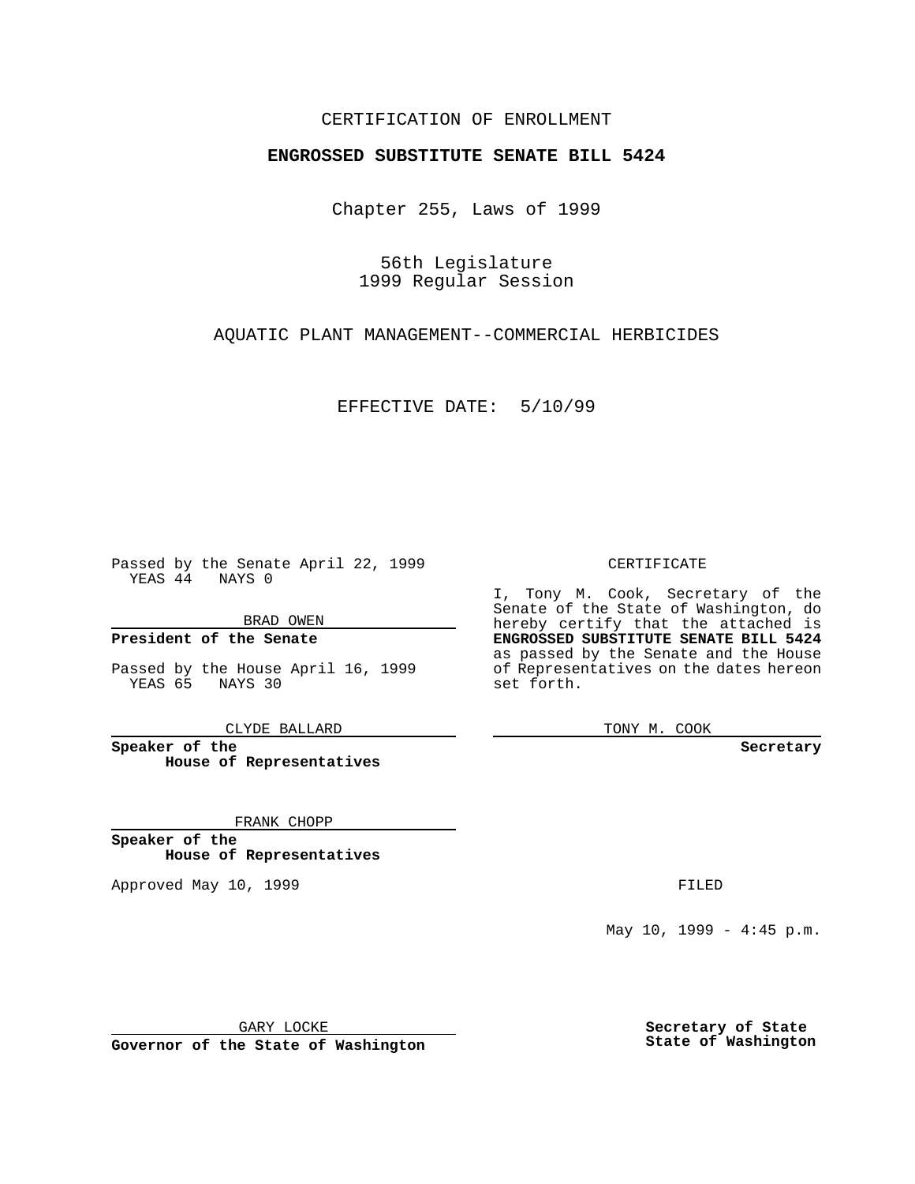CERTIFICATION OF ENROLLMENT

**ENGROSSED SUBSTITUTE SENATE BILL 5424**

Chapter 255, Laws of 1999

56th Legislature
1999 Regular Session

AQUATIC PLANT MANAGEMENT--COMMERCIAL HERBICIDES

EFFECTIVE DATE: 5/10/99

Passed by the Senate April 22, 1999
YEAS 44 NAYS 0

BRAD OWEN

**President of the Senate**

Passed by the House April 16, 1999
YEAS 65 NAYS 30

CLYDE BALLARD

**Speaker of the House of Representatives**

FRANK CHOPP

**Speaker of the House of Representatives**

Approved May 10, 1999

GARY LOCKE

**Governor of the State of Washington**

CERTIFICATE

I, Tony M. Cook, Secretary of the Senate of the State of Washington, do hereby certify that the attached is **ENGROSSED SUBSTITUTE SENATE BILL 5424** as passed by the Senate and the House of Representatives on the dates hereon set forth.

TONY M. COOK

**Secretary**

FILED

May 10, 1999 - 4:45 p.m.

**Secretary of State**
**State of Washington**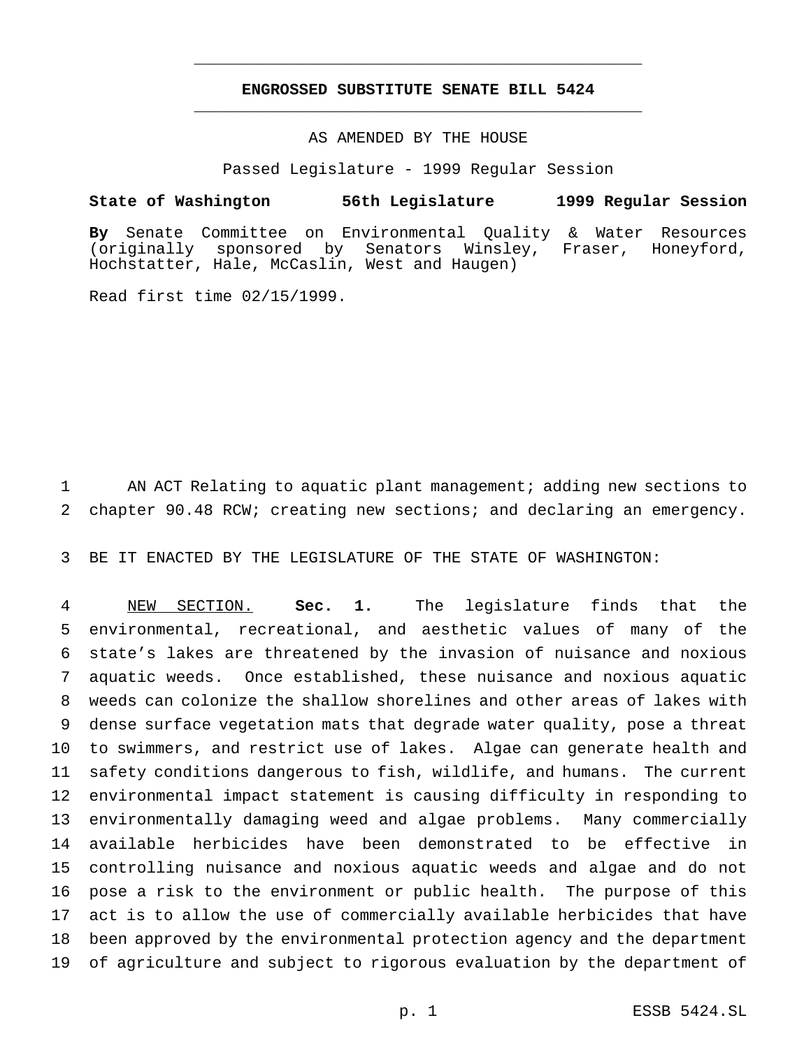# ENGROSSED SUBSTITUTE SENATE BILL 5424

AS AMENDED BY THE HOUSE

Passed Legislature - 1999 Regular Session

**State of Washington 56th Legislature 1999 Regular Session**

**By** Senate Committee on Environmental Quality & Water Resources (originally sponsored by Senators Winsley, Fraser, Honeyford, Hochstatter, Hale, McCaslin, West and Haugen)

Read first time 02/15/1999.

1 AN ACT Relating to aquatic plant management; adding new sections to
2 chapter 90.48 RCW; creating new sections; and declaring an emergency.

3 BE IT ENACTED BY THE LEGISLATURE OF THE STATE OF WASHINGTON:

4 NEW SECTION. **Sec. 1.** The legislature finds that the
5 environmental, recreational, and aesthetic values of many of the
6 state's lakes are threatened by the invasion of nuisance and noxious
7 aquatic weeds. Once established, these nuisance and noxious aquatic
8 weeds can colonize the shallow shorelines and other areas of lakes with
9 dense surface vegetation mats that degrade water quality, pose a threat
10 to swimmers, and restrict use of lakes. Algae can generate health and
11 safety conditions dangerous to fish, wildlife, and humans. The current
12 environmental impact statement is causing difficulty in responding to
13 environmentally damaging weed and algae problems. Many commercially
14 available herbicides have been demonstrated to be effective in
15 controlling nuisance and noxious aquatic weeds and algae and do not
16 pose a risk to the environment or public health. The purpose of this
17 act is to allow the use of commercially available herbicides that have
18 been approved by the environmental protection agency and the department
19 of agriculture and subject to rigorous evaluation by the department of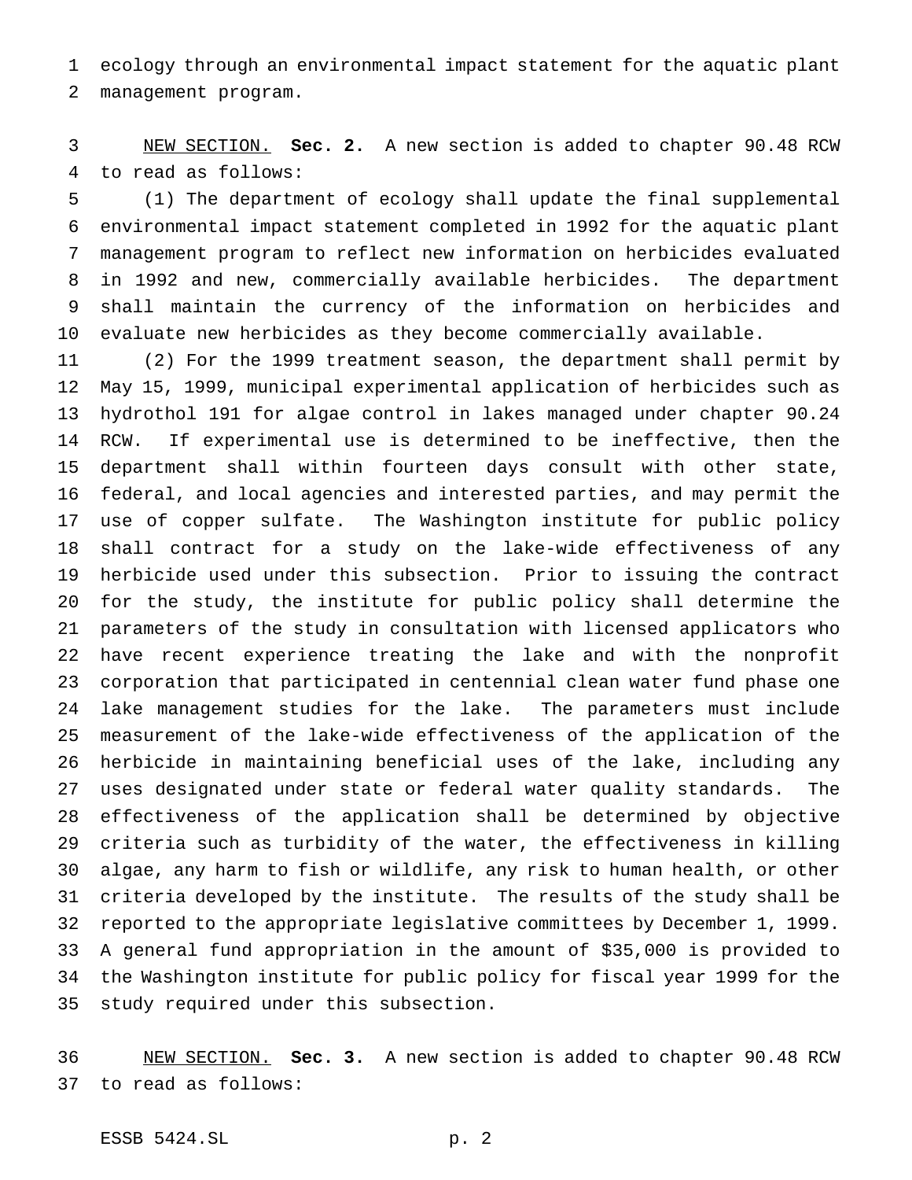ecology through an environmental impact statement for the aquatic plant management program.

NEW SECTION. **Sec. 2.** A new section is added to chapter 90.48 RCW to read as follows:

(1) The department of ecology shall update the final supplemental environmental impact statement completed in 1992 for the aquatic plant management program to reflect new information on herbicides evaluated in 1992 and new, commercially available herbicides. The department shall maintain the currency of the information on herbicides and evaluate new herbicides as they become commercially available.

(2) For the 1999 treatment season, the department shall permit by May 15, 1999, municipal experimental application of herbicides such as hydrothol 191 for algae control in lakes managed under chapter 90.24 RCW. If experimental use is determined to be ineffective, then the department shall within fourteen days consult with other state, federal, and local agencies and interested parties, and may permit the use of copper sulfate. The Washington institute for public policy shall contract for a study on the lake-wide effectiveness of any herbicide used under this subsection. Prior to issuing the contract for the study, the institute for public policy shall determine the parameters of the study in consultation with licensed applicators who have recent experience treating the lake and with the nonprofit corporation that participated in centennial clean water fund phase one lake management studies for the lake. The parameters must include measurement of the lake-wide effectiveness of the application of the herbicide in maintaining beneficial uses of the lake, including any uses designated under state or federal water quality standards. The effectiveness of the application shall be determined by objective criteria such as turbidity of the water, the effectiveness in killing algae, any harm to fish or wildlife, any risk to human health, or other criteria developed by the institute. The results of the study shall be reported to the appropriate legislative committees by December 1, 1999. A general fund appropriation in the amount of $35,000 is provided to the Washington institute for public policy for fiscal year 1999 for the study required under this subsection.

NEW SECTION. **Sec. 3.** A new section is added to chapter 90.48 RCW to read as follows: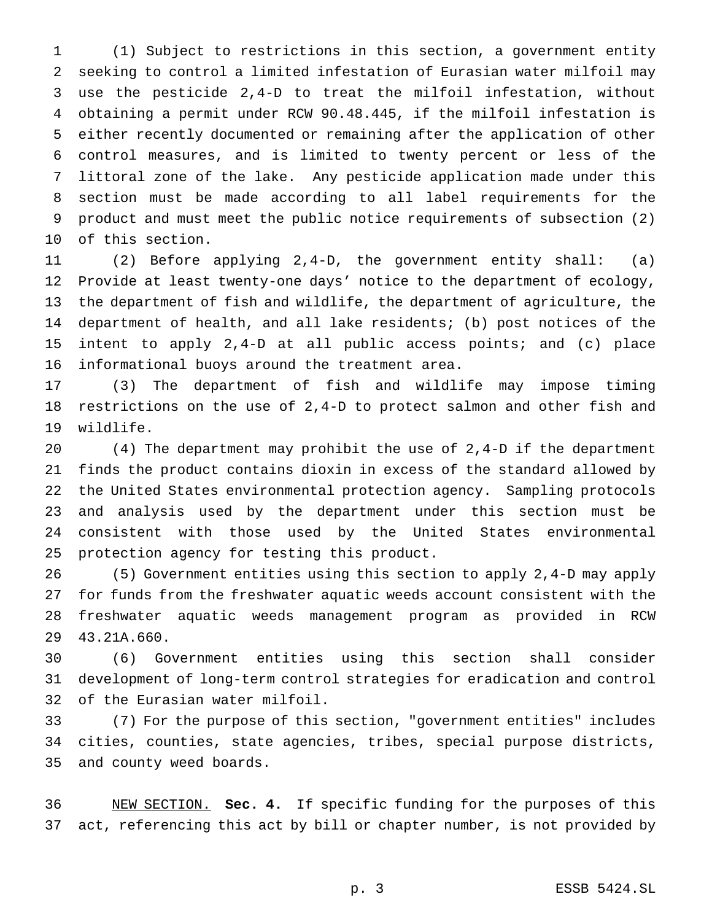(1) Subject to restrictions in this section, a government entity seeking to control a limited infestation of Eurasian water milfoil may use the pesticide 2,4-D to treat the milfoil infestation, without obtaining a permit under RCW 90.48.445, if the milfoil infestation is either recently documented or remaining after the application of other control measures, and is limited to twenty percent or less of the littoral zone of the lake. Any pesticide application made under this section must be made according to all label requirements for the product and must meet the public notice requirements of subsection (2) of this section.

(2) Before applying 2,4-D, the government entity shall: (a) Provide at least twenty-one days' notice to the department of ecology, the department of fish and wildlife, the department of agriculture, the department of health, and all lake residents; (b) post notices of the intent to apply 2,4-D at all public access points; and (c) place informational buoys around the treatment area.

(3) The department of fish and wildlife may impose timing restrictions on the use of 2,4-D to protect salmon and other fish and wildlife.

(4) The department may prohibit the use of 2,4-D if the department finds the product contains dioxin in excess of the standard allowed by the United States environmental protection agency. Sampling protocols and analysis used by the department under this section must be consistent with those used by the United States environmental protection agency for testing this product.

(5) Government entities using this section to apply 2,4-D may apply for funds from the freshwater aquatic weeds account consistent with the freshwater aquatic weeds management program as provided in RCW 43.21A.660.

(6) Government entities using this section shall consider development of long-term control strategies for eradication and control of the Eurasian water milfoil.

(7) For the purpose of this section, "government entities" includes cities, counties, state agencies, tribes, special purpose districts, and county weed boards.

NEW SECTION. **Sec. 4.** If specific funding for the purposes of this act, referencing this act by bill or chapter number, is not provided by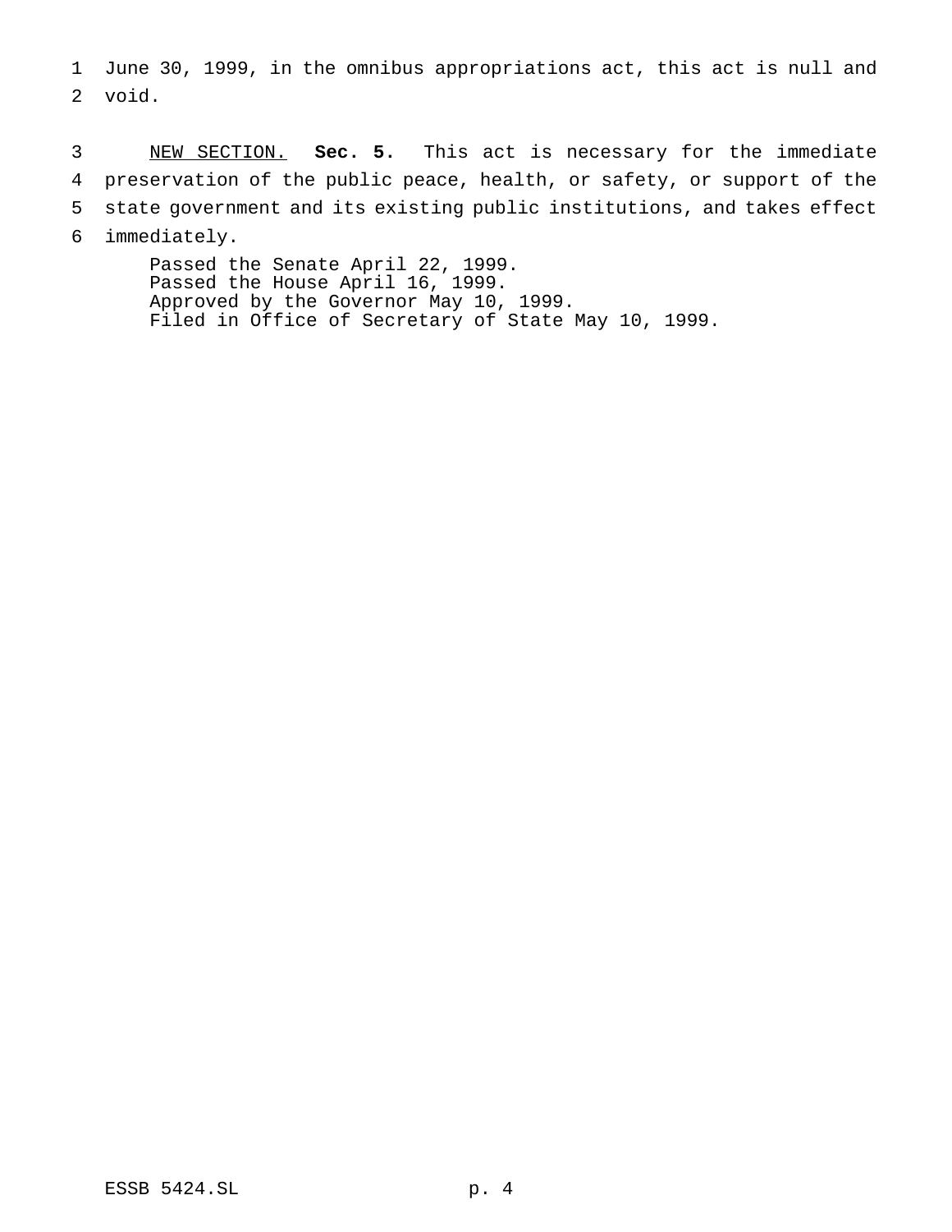June 30, 1999, in the omnibus appropriations act, this act is null and void.

NEW SECTION. **Sec. 5.** This act is necessary for the immediate preservation of the public peace, health, or safety, or support of the state government and its existing public institutions, and takes effect immediately.

Passed the Senate April 22, 1999.
Passed the House April 16, 1999.
Approved by the Governor May 10, 1999.
Filed in Office of Secretary of State May 10, 1999.